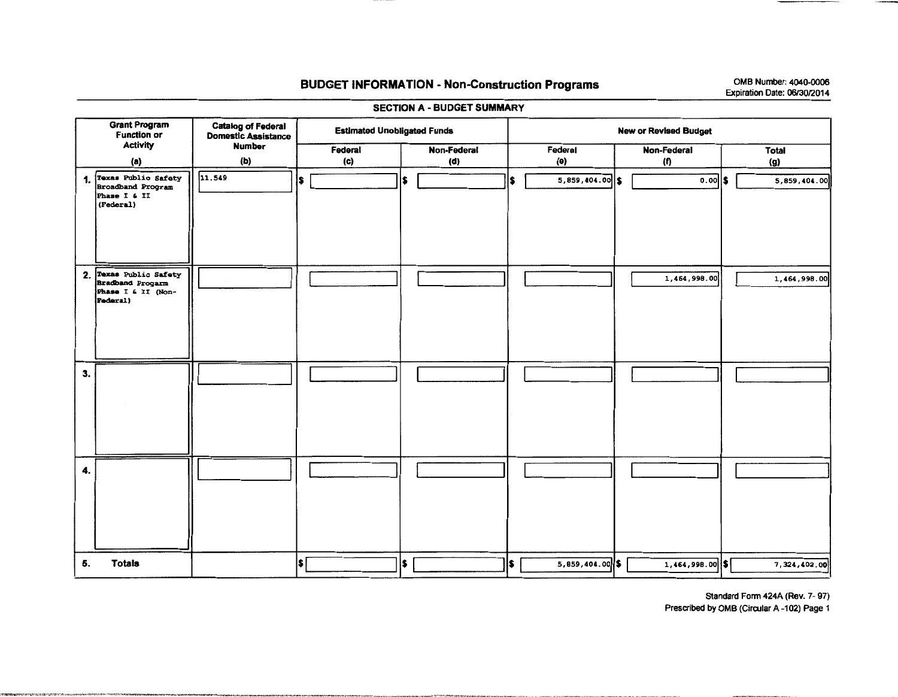# BUDGET INFORMATION - Non-Construction Programs

OMB Number: 4040-0006
Expiration Date: 06/30/2014

## SECTION A - BUDGET SUMMARY

| Grant Program Function or Activity (a) | Catalog of Federal Domestic Assistance Number (b) | Estimated Unobligated Funds | | New or Revised Budget | | |
|---|---|---|---|---|---|---|
| | | Federal (c) | Non-Federal (d) | Federal (e) | Non-Federal (f) | Total (g) |
| 1. Texas Public Safety Broadband Program Phase I & II (Federal) | 11.549 | $ | $ | $ 5,859,404.00 | $ 0.00 | $ 5,859,404.00 |
| 2. Texas Public Safety Bradband Progarm Phase I & II (Non-Federal) | | | | | 1,464,998.00 | 1,464,998.00 |
| 3. | | | | | | |
| 4. | | | | | | |
| 5. Totals | | $ | $ | $ 5,859,404.00 | $ 1,464,998.00 | $ 7,324,402.00 |

Standard Form 424A (Rev. 7- 97)
Prescribed by OMB (Circular A -102) Page 1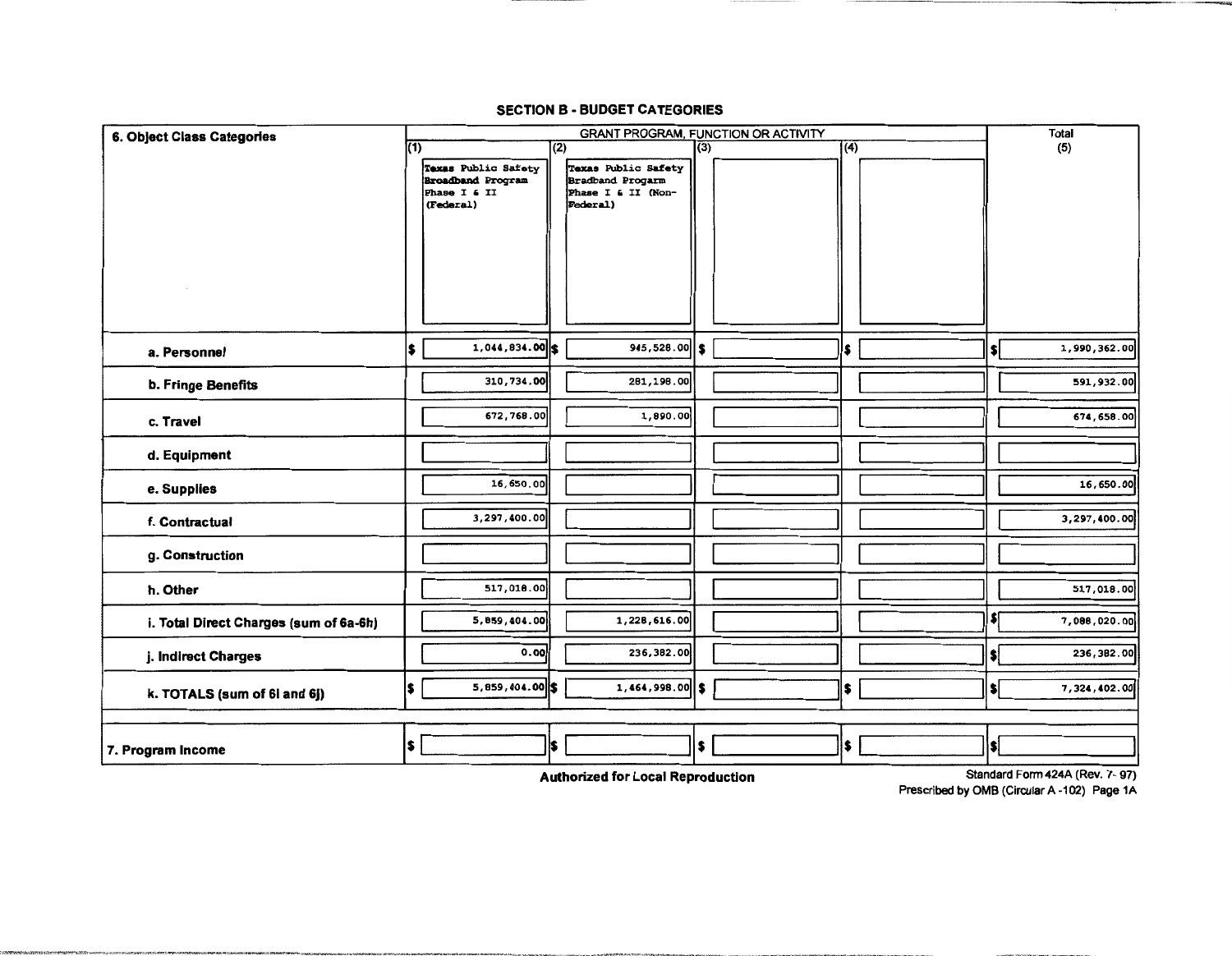## SECTION B - BUDGET CATEGORIES

| 6. Object Class Categories | GRANT PROGRAM, FUNCTION OR ACTIVITY | | | | Total |
|---|---|---|---|---|---|
| | (1) Texas Public Safety Broadband Program Phase I & II (Federal) | (2) Texas Public Safety Bradband Progarm Phase I & II (Non-Federal) | (3) | (4) | (5) |
| a. Personnel | $ 1,044,834.00 | $ 945,528.00 | $ | $ | $ 1,990,362.00 |
| b. Fringe Benefits | 310,734.00 | 281,198.00 | | | 591,932.00 |
| c. Travel | 672,768.00 | 1,890.00 | | | 674,658.00 |
| d. Equipment | | | | | |
| e. Supplies | 16,650.00 | | | | 16,650.00 |
| f. Contractual | 3,297,400.00 | | | | 3,297,400.00 |
| g. Construction | | | | | |
| h. Other | 517,018.00 | | | | 517,018.00 |
| i. Total Direct Charges (sum of 6a-6h) | 5,859,404.00 | 1,228,616.00 | | | $ 7,088,020.00 |
| j. Indirect Charges | 0.00 | 236,382.00 | | | $ 236,382.00 |
| k. TOTALS (sum of 6i and 6j) | $ 5,859,404.00 | $ 1,464,998.00 | $ | $ | $ 7,324,402.00 |
| 7. Program Income | $ | $ | $ | $ | $ |

**Authorized for Local Reproduction**

Standard Form 424A (Rev. 7- 97)
Prescribed by OMB (Circular A -102) Page 1A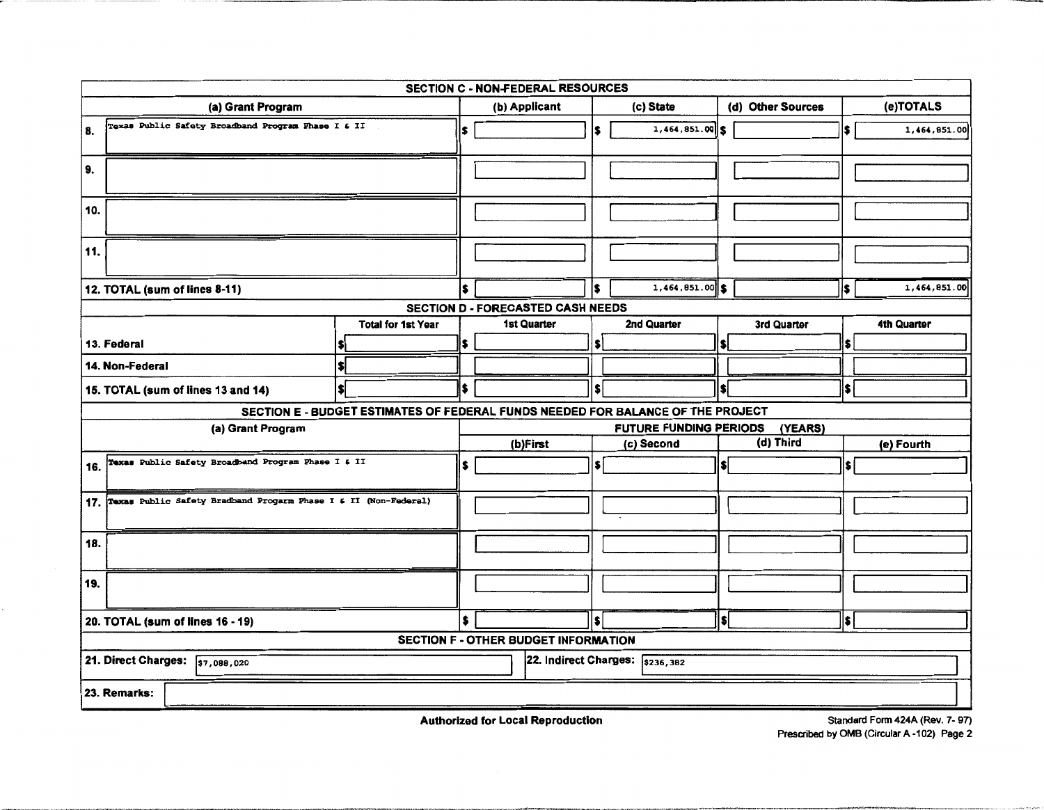## SECTION C - NON-FEDERAL RESOURCES

| | (a) Grant Program | (b) Applicant | (c) State | (d) Other Sources | (e)TOTALS |
|---|---|---|---|---|---|
| 8. | Texas Public Safety Broadband Program Phase I & II | $ | $ 1,464,851.00 | $ | $ 1,464,851.00 |
| 9. | | | | | |
| 10. | | | | | |
| 11. | | | | | |
| 12. | TOTAL (sum of lines 8-11) | $ | $ 1,464,851.00 | $ | $ 1,464,851.00 |

## SECTION D - FORECASTED CASH NEEDS

| | Total for 1st Year | 1st Quarter | 2nd Quarter | 3rd Quarter | 4th Quarter |
|---|---|---|---|---|---|
| 13. Federal | $ | $ | $ | $ | $ |
| 14. Non-Federal | $ | | | | |
| 15. TOTAL (sum of lines 13 and 14) | $ | $ | $ | $ | $ |

## SECTION E - BUDGET ESTIMATES OF FEDERAL FUNDS NEEDED FOR BALANCE OF THE PROJECT

| | (a) Grant Program | FUTURE FUNDING PERIODS (YEARS) | | | |
|---|---|---|---|---|---|
| | | (b)First | (c) Second | (d) Third | (e) Fourth |
| 16. | Texas Public Safety Broadband Program Phase I & II | $ | $ | $ | $ |
| 17. | Texas Public Safety Bradband Progarm Phase I & II (Non-Federal) | | | | |
| 18. | | | | | |
| 19. | | | | | |
| 20. | TOTAL (sum of lines 16 - 19) | $ | $ | $ | $ |

## SECTION F - OTHER BUDGET INFORMATION

**21. Direct Charges:** $7,088,020

**22. Indirect Charges:** $236,382

**23. Remarks:**

**Authorized for Local Reproduction**

Standard Form 424A (Rev. 7- 97)
Prescribed by OMB (Circular A -102) Page 2